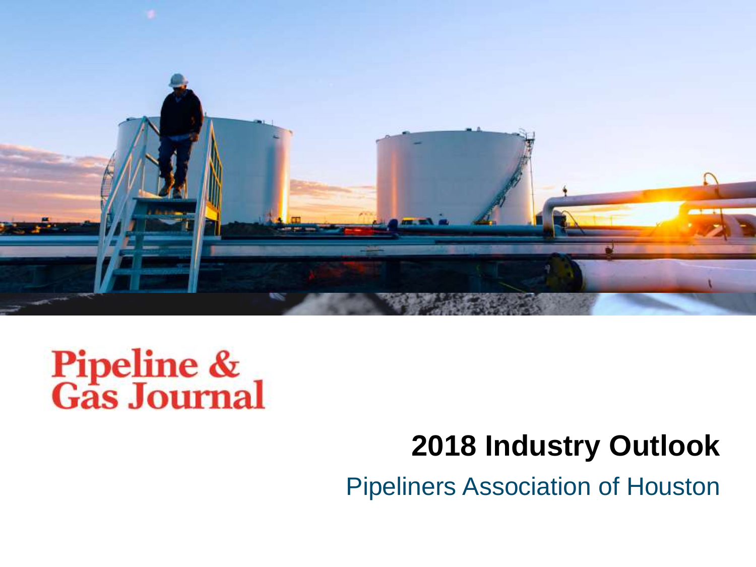Pipeline & Gas Journal

# 2018 Industry Outlook

Pipeliners Association of Houston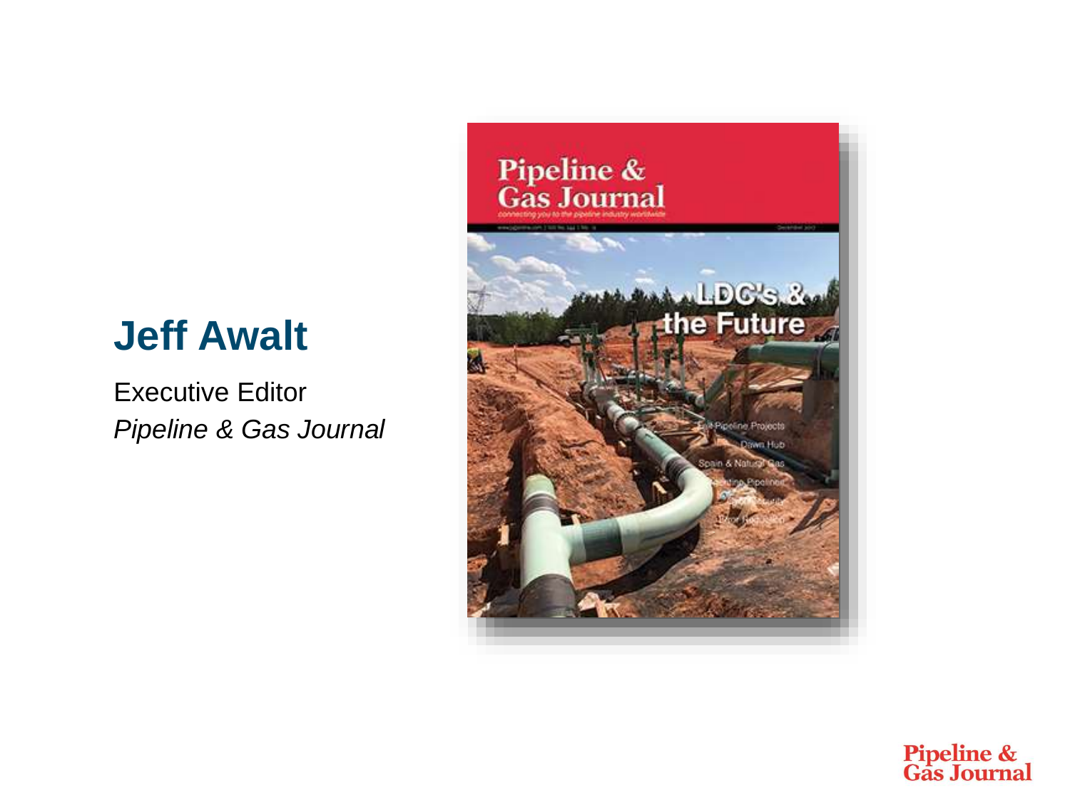## Jeff Awalt

Executive Editor
*Pipeline & Gas Journal*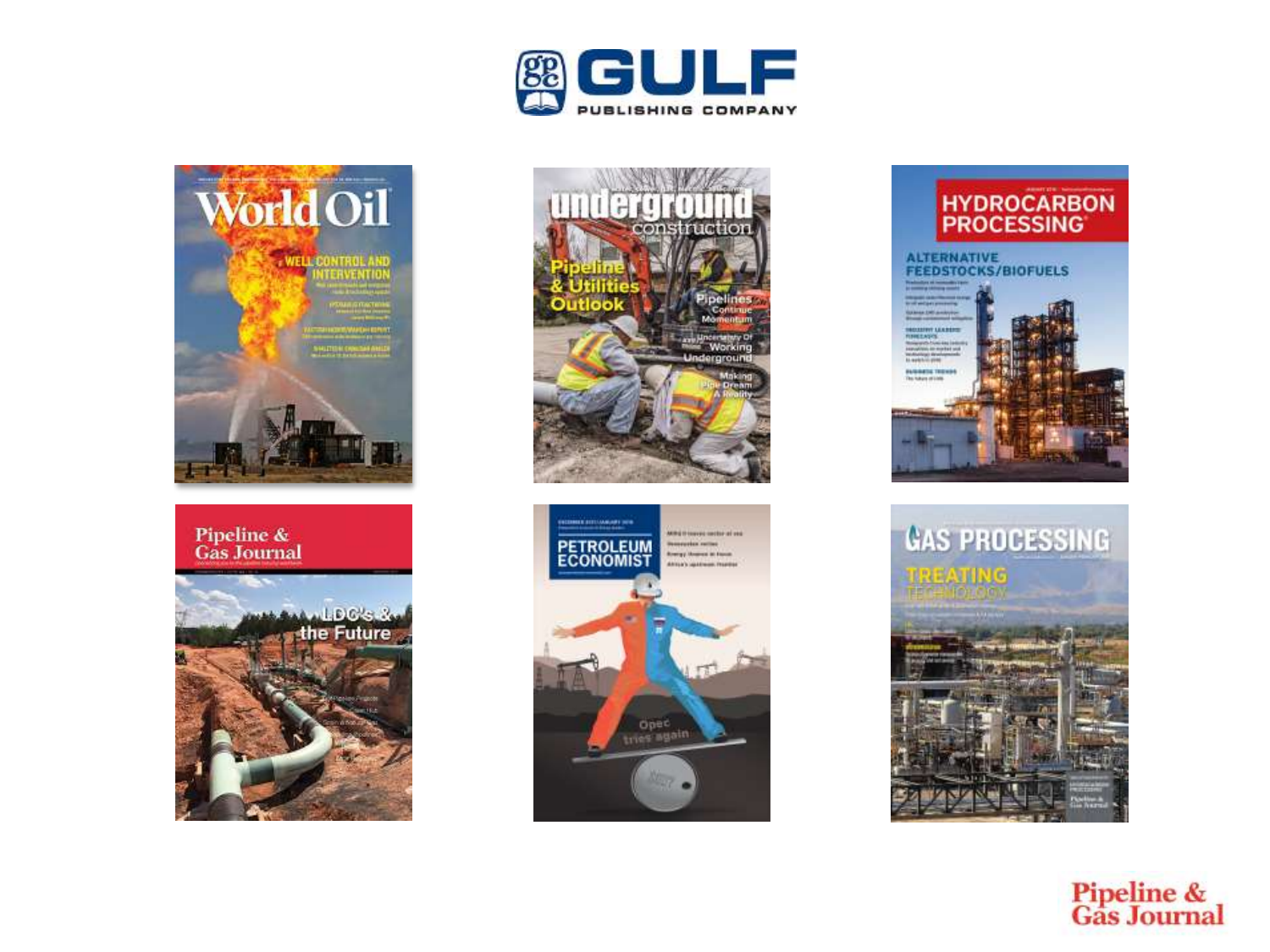GULF PUBLISHING COMPANY

World Oil

Underground Construction

Hydrocarbon Processing

Pipeline & Gas Journal

Petroleum Economist

Gas Processing

Pipeline & Gas Journal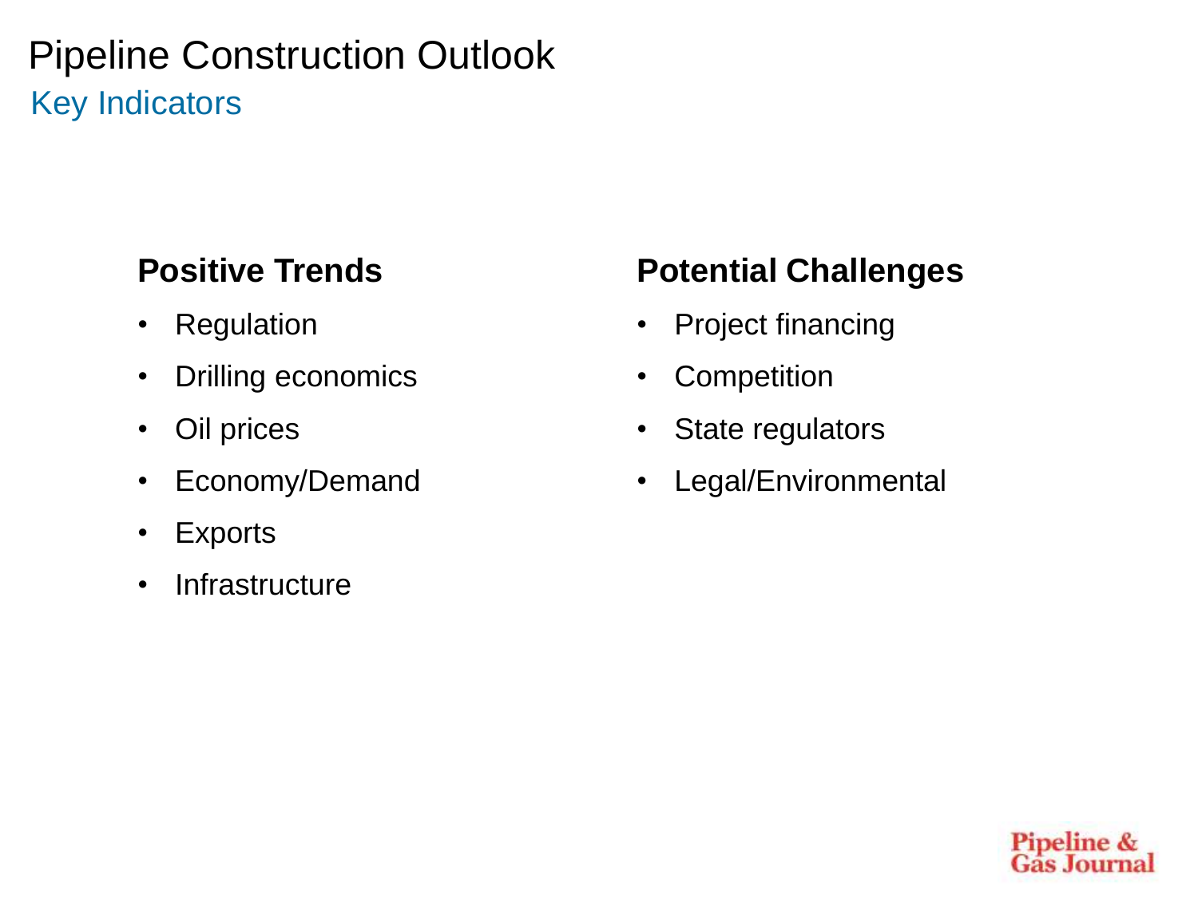# Pipeline Construction Outlook

## Key Indicators

### Positive Trends

- Regulation
- Drilling economics
- Oil prices
- Economy/Demand
- Exports
- Infrastructure

### Potential Challenges

- Project financing
- Competition
- State regulators
- Legal/Environmental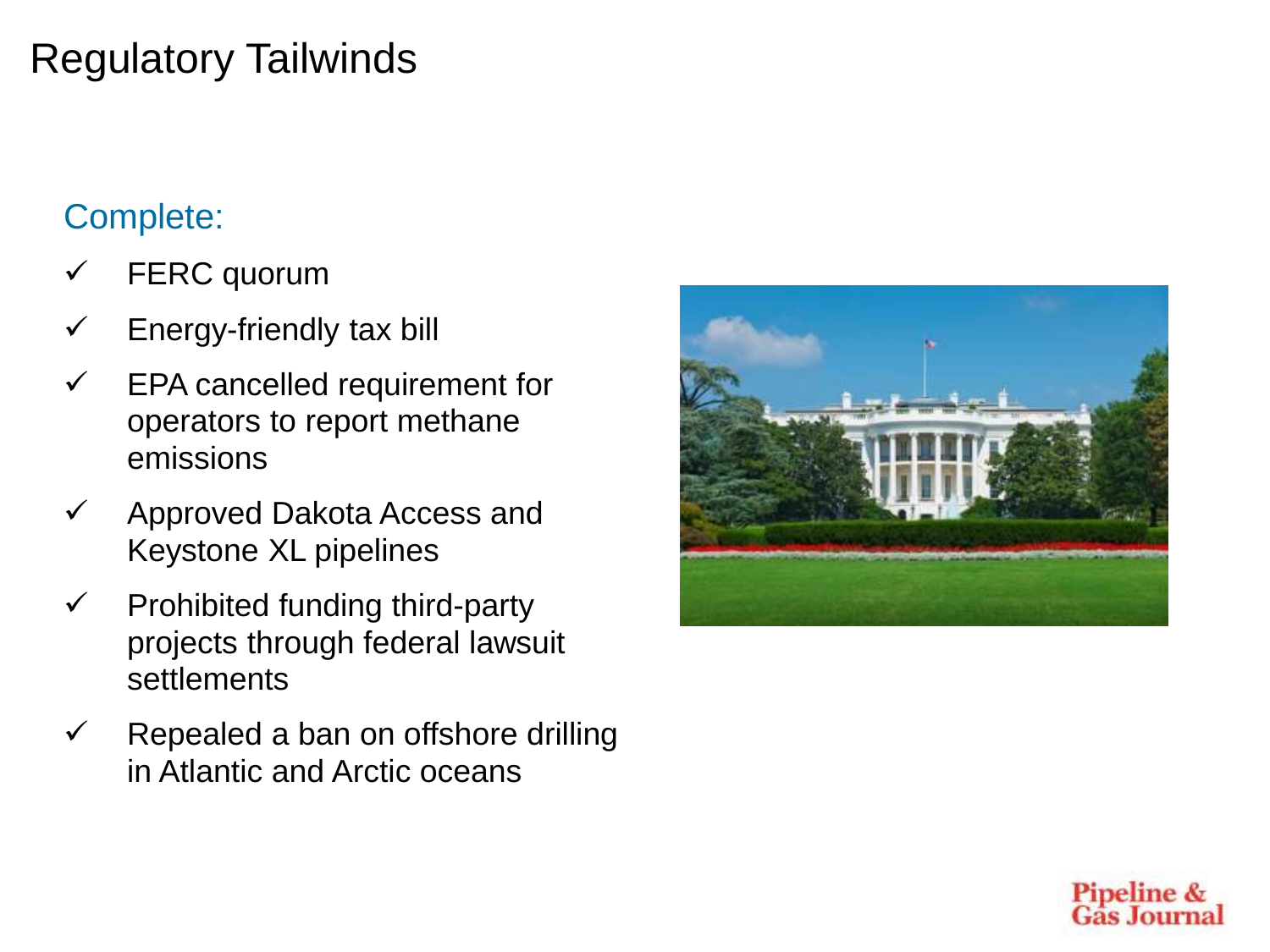# Regulatory Tailwinds

## Complete:

- ✓ FERC quorum
- ✓ Energy-friendly tax bill
- ✓ EPA cancelled requirement for operators to report methane emissions
- ✓ Approved Dakota Access and Keystone XL pipelines
- ✓ Prohibited funding third-party projects through federal lawsuit settlements
- ✓ Repealed a ban on offshore drilling in Atlantic and Arctic oceans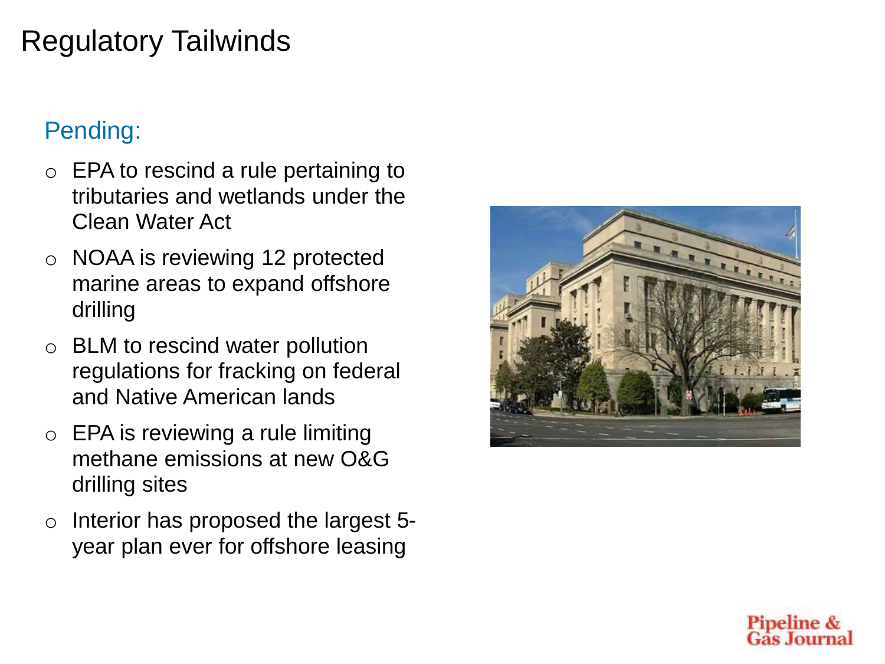# Regulatory Tailwinds

## Pending:

- EPA to rescind a rule pertaining to tributaries and wetlands under the Clean Water Act
- NOAA is reviewing 12 protected marine areas to expand offshore drilling
- BLM to rescind water pollution regulations for fracking on federal and Native American lands
- EPA is reviewing a rule limiting methane emissions at new O&G drilling sites
- Interior has proposed the largest 5-year plan ever for offshore leasing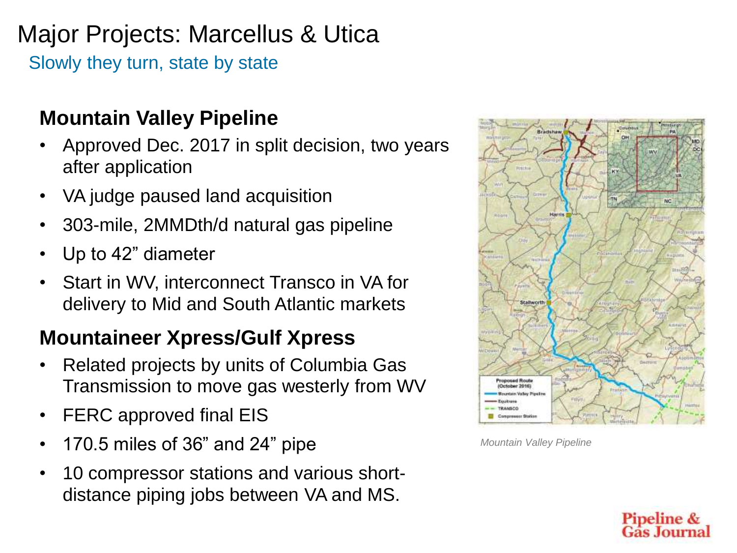# Major Projects: Marcellus & Utica

Slowly they turn, state by state

## Mountain Valley Pipeline

- Approved Dec. 2017 in split decision, two years after application
- VA judge paused land acquisition
- 303-mile, 2MMDth/d natural gas pipeline
- Up to 42" diameter
- Start in WV, interconnect Transco in VA for delivery to Mid and South Atlantic markets

## Mountaineer Xpress/Gulf Xpress

- Related projects by units of Columbia Gas Transmission to move gas westerly from WV
- FERC approved final EIS
- 170.5 miles of 36" and 24" pipe
- 10 compressor stations and various short-distance piping jobs between VA and MS.

*Mountain Valley Pipeline*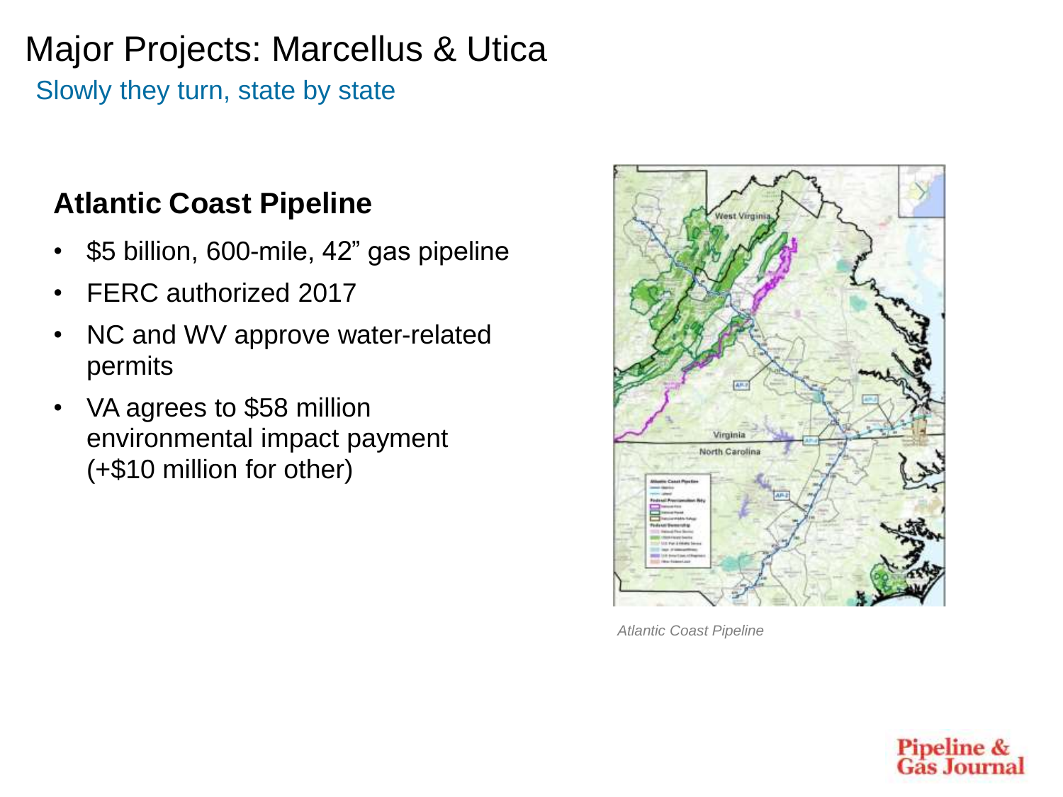# Major Projects: Marcellus & Utica

Slowly they turn, state by state

## Atlantic Coast Pipeline

- $5 billion, 600-mile, 42" gas pipeline
- FERC authorized 2017
- NC and WV approve water-related permits
- VA agrees to $58 million environmental impact payment (+$10 million for other)

*Atlantic Coast Pipeline*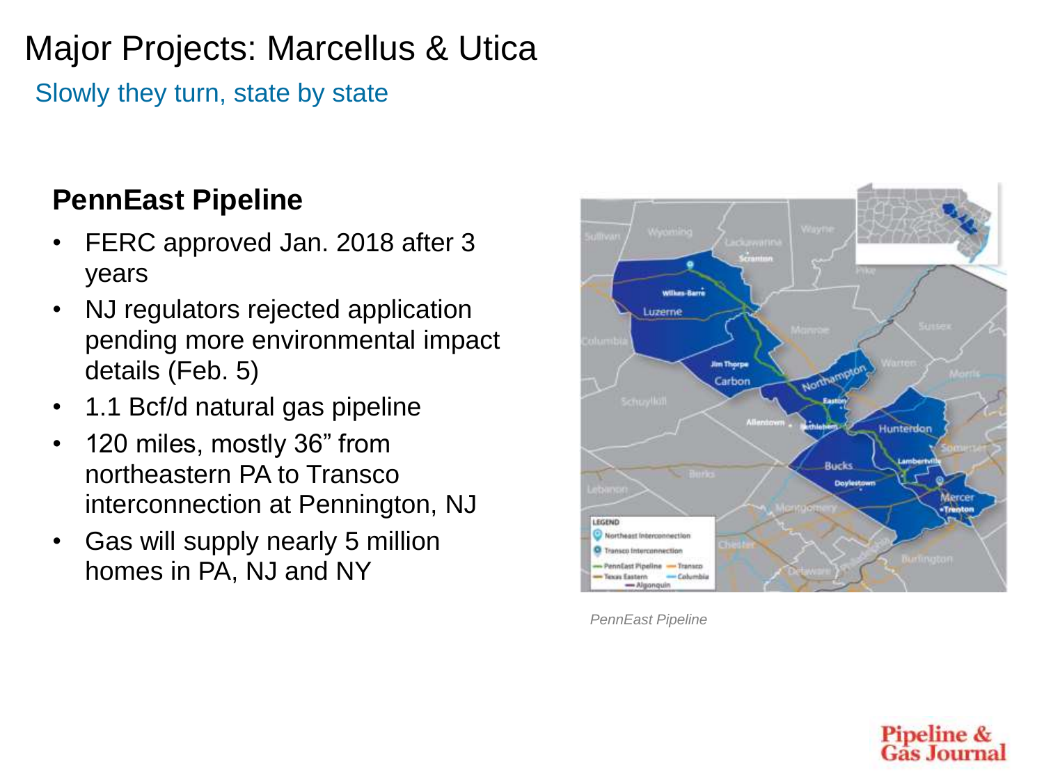# Major Projects: Marcellus & Utica

Slowly they turn, state by state

## PennEast Pipeline

- FERC approved Jan. 2018 after 3 years
- NJ regulators rejected application pending more environmental impact details (Feb. 5)
- 1.1 Bcf/d natural gas pipeline
- 120 miles, mostly 36" from northeastern PA to Transco interconnection at Pennington, NJ
- Gas will supply nearly 5 million homes in PA, NJ and NY

*PennEast Pipeline*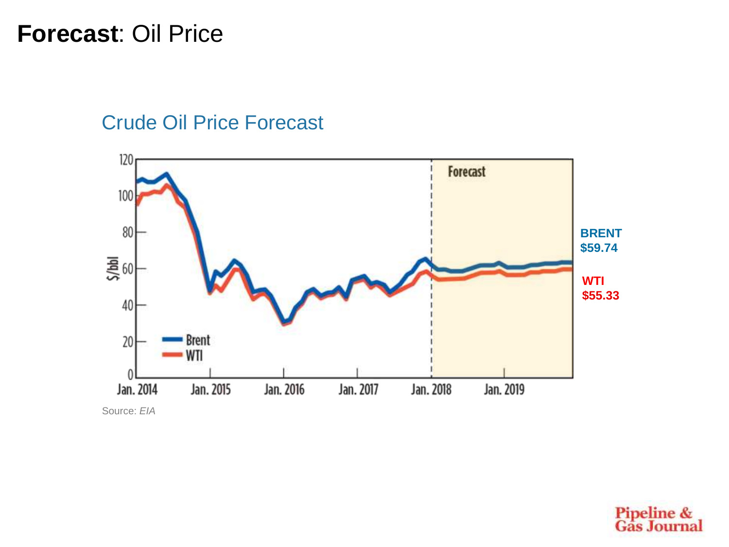# **Forecast**: Oil Price

## Crude Oil Price Forecast

BRENT
$59.74

WTI
$55.33

Source: *EIA*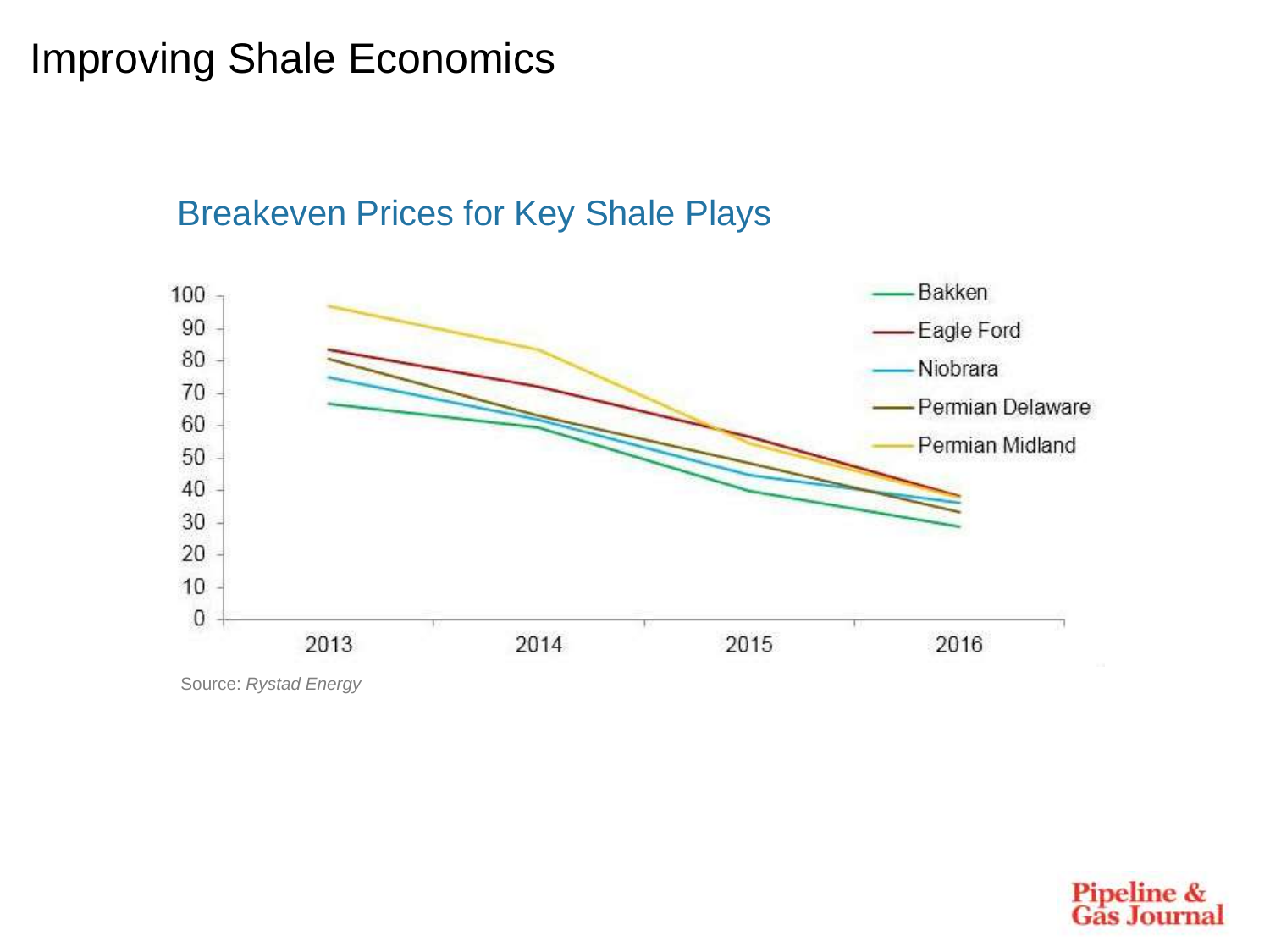# Improving Shale Economics

## Breakeven Prices for Key Shale Plays

Source: *Rystad Energy*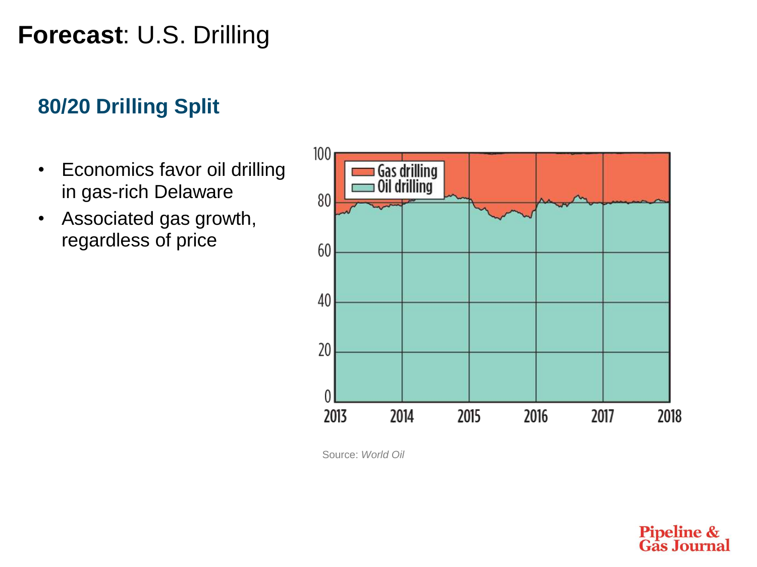# **Forecast**: U.S. Drilling

## 80/20 Drilling Split

- Economics favor oil drilling in gas-rich Delaware
- Associated gas growth, regardless of price

Source: *World Oil*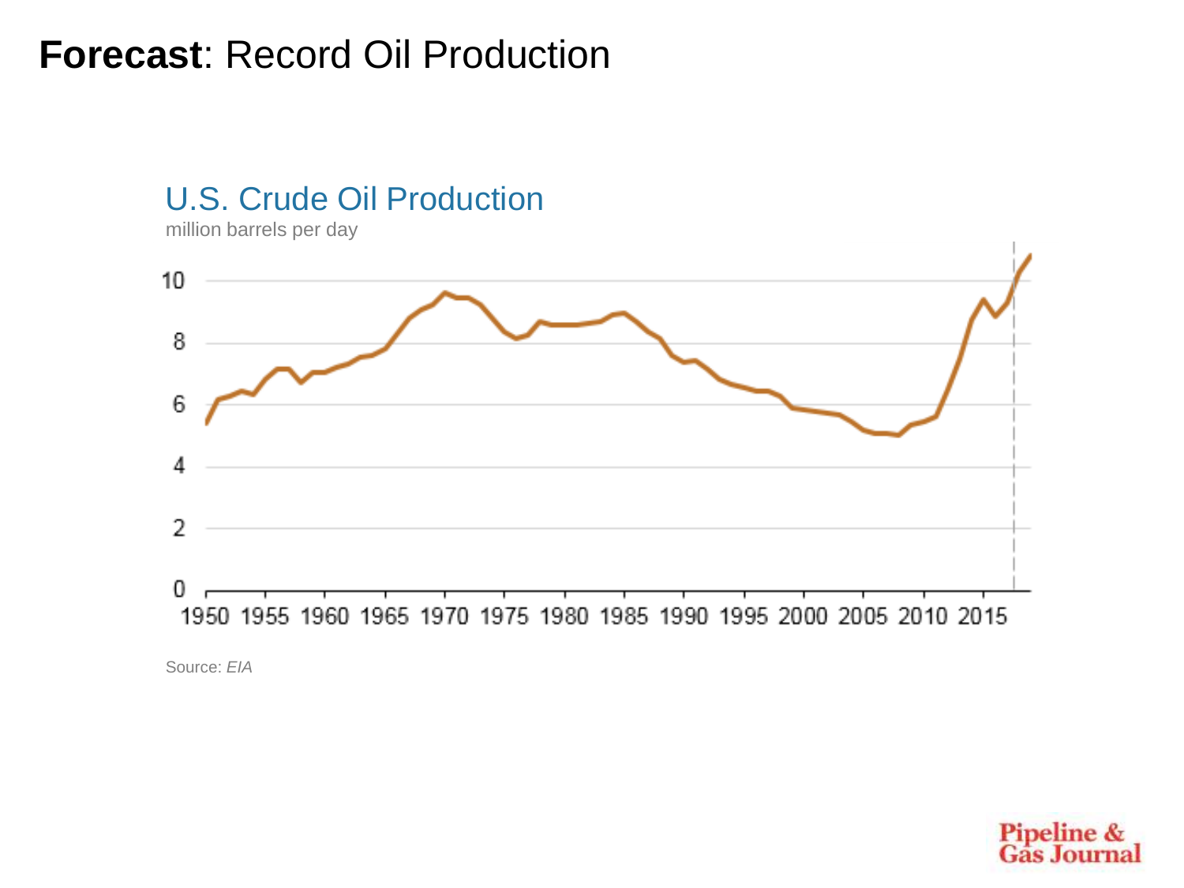# **Forecast**: Record Oil Production

## U.S. Crude Oil Production

million barrels per day

Source: *EIA*

Pipeline & Gas Journal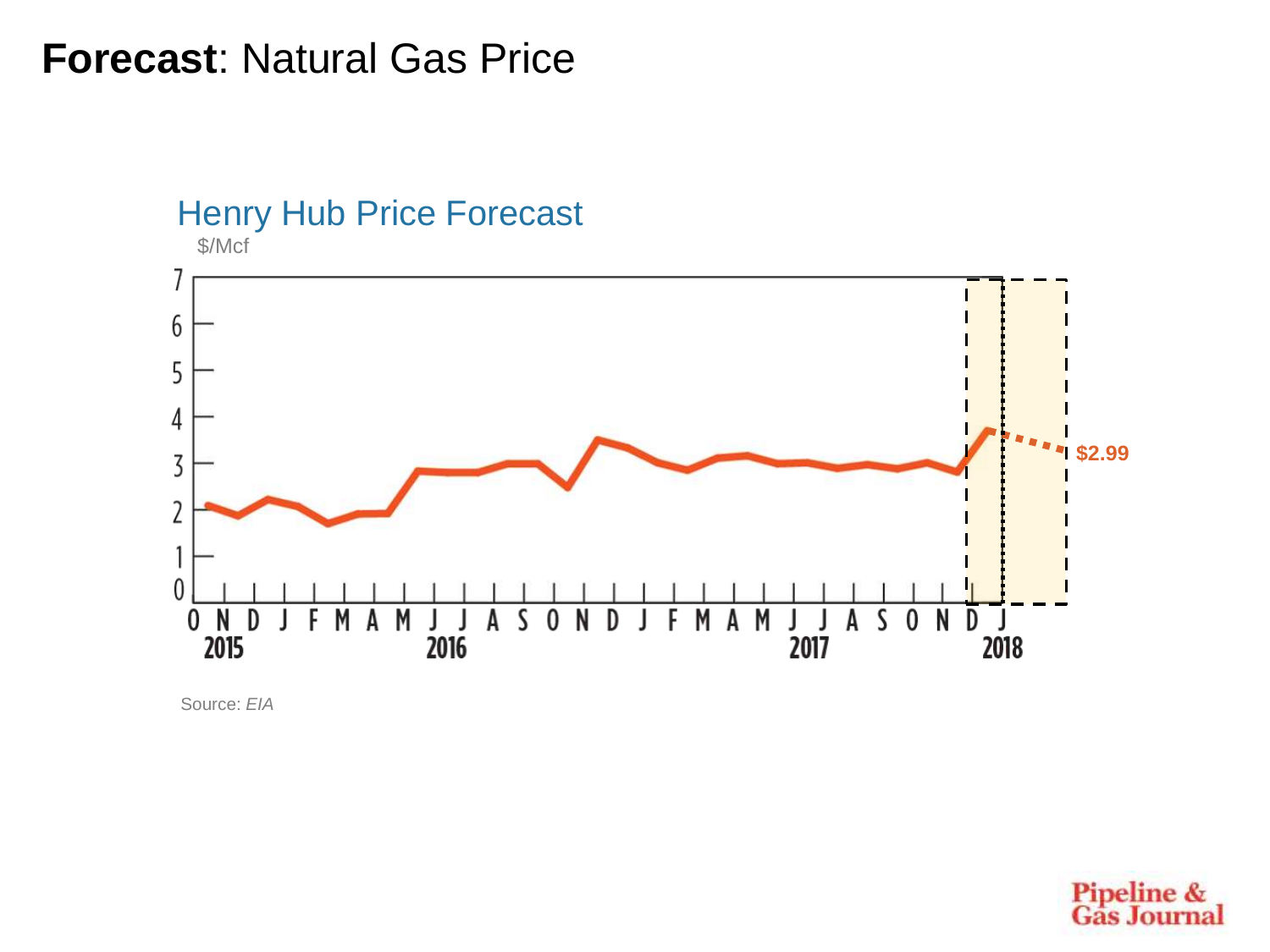# **Forecast**: Natural Gas Price

Henry Hub Price Forecast

$/Mcf

$2.99

Source: *EIA*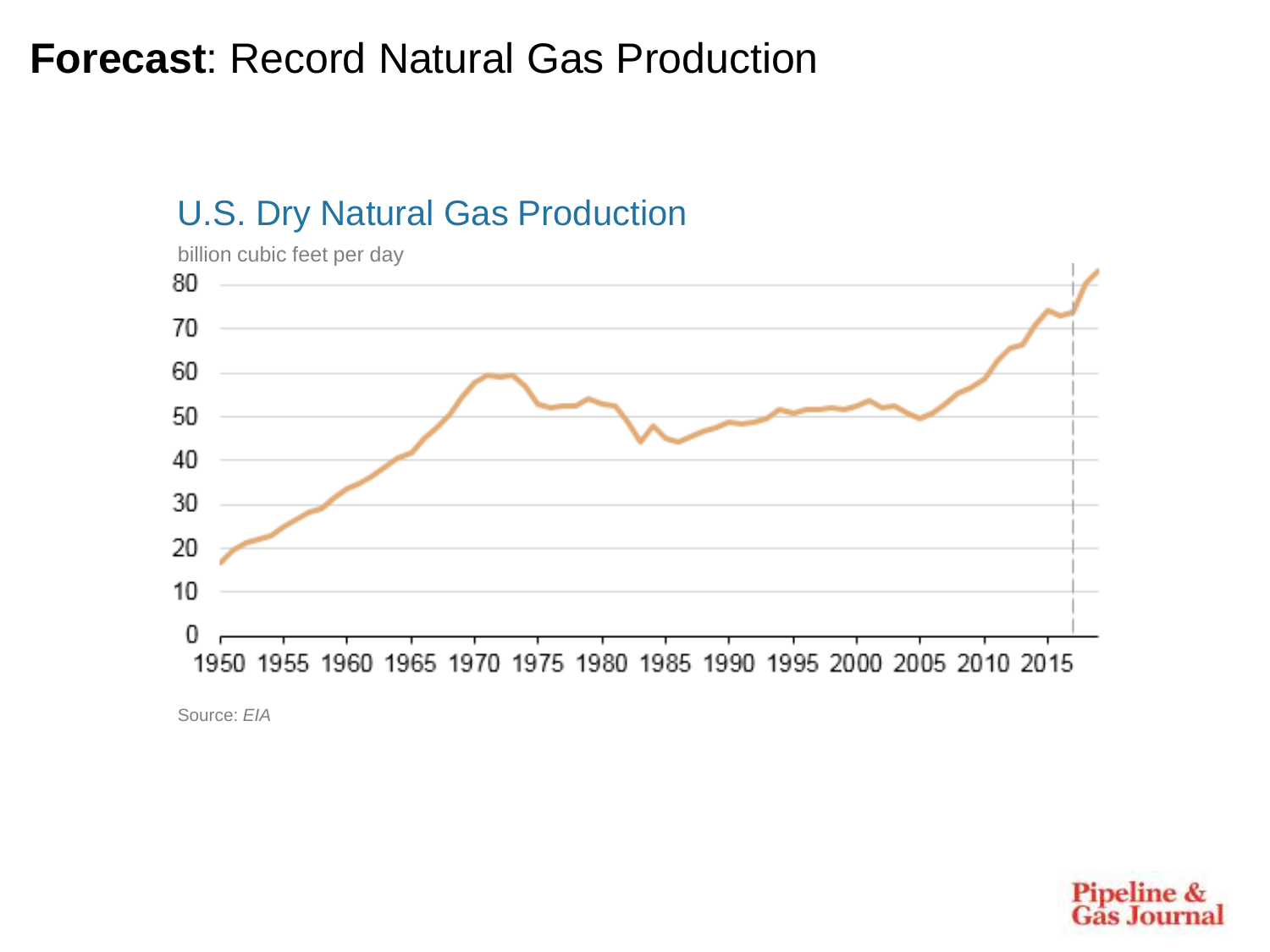# **Forecast**: Record Natural Gas Production

U.S. Dry Natural Gas Production

billion cubic feet per day

Source: *EIA*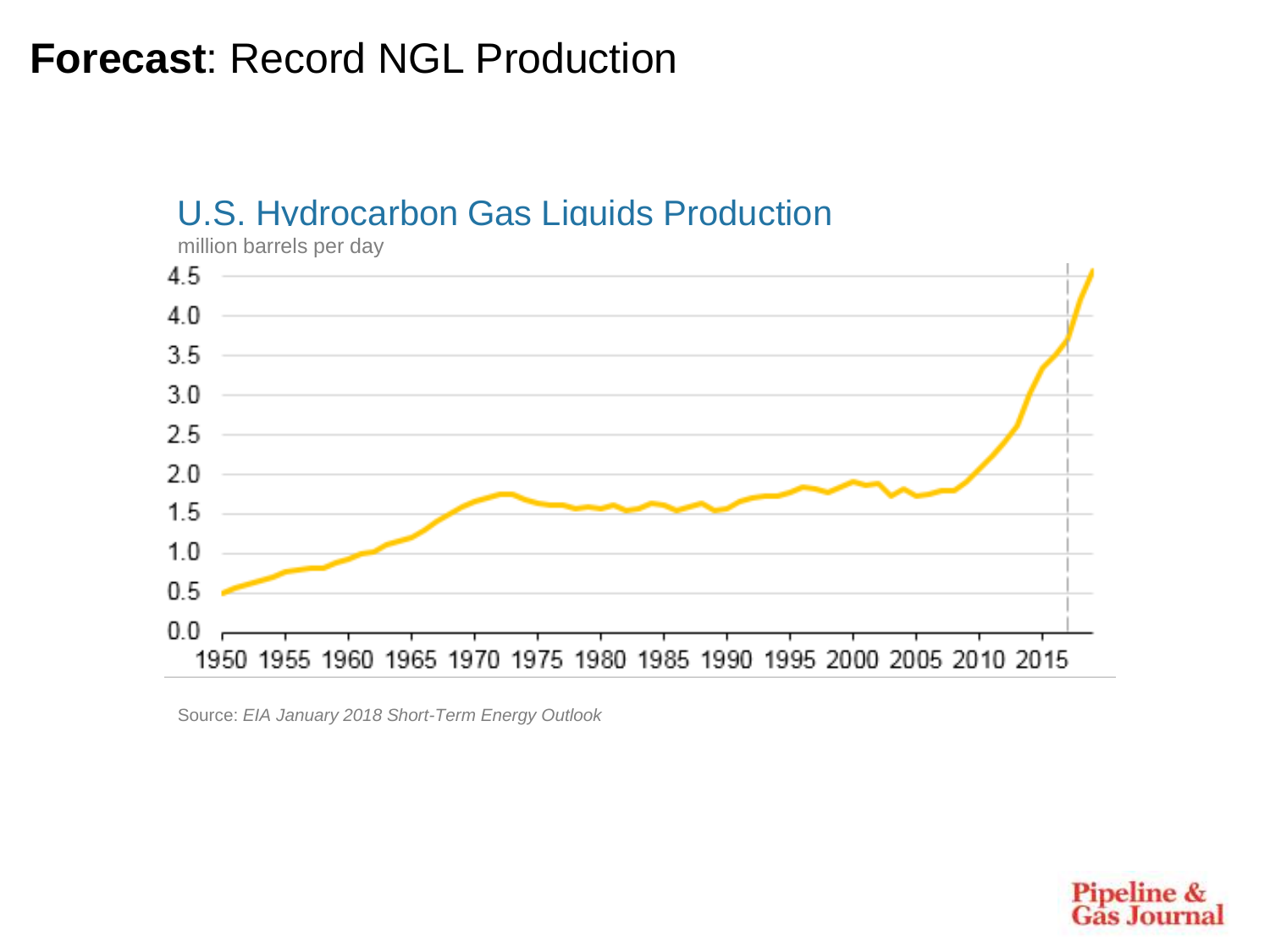# **Forecast**: Record NGL Production

U.S. Hydrocarbon Gas Liquids Production

million barrels per day

Source: *EIA January 2018 Short-Term Energy Outlook*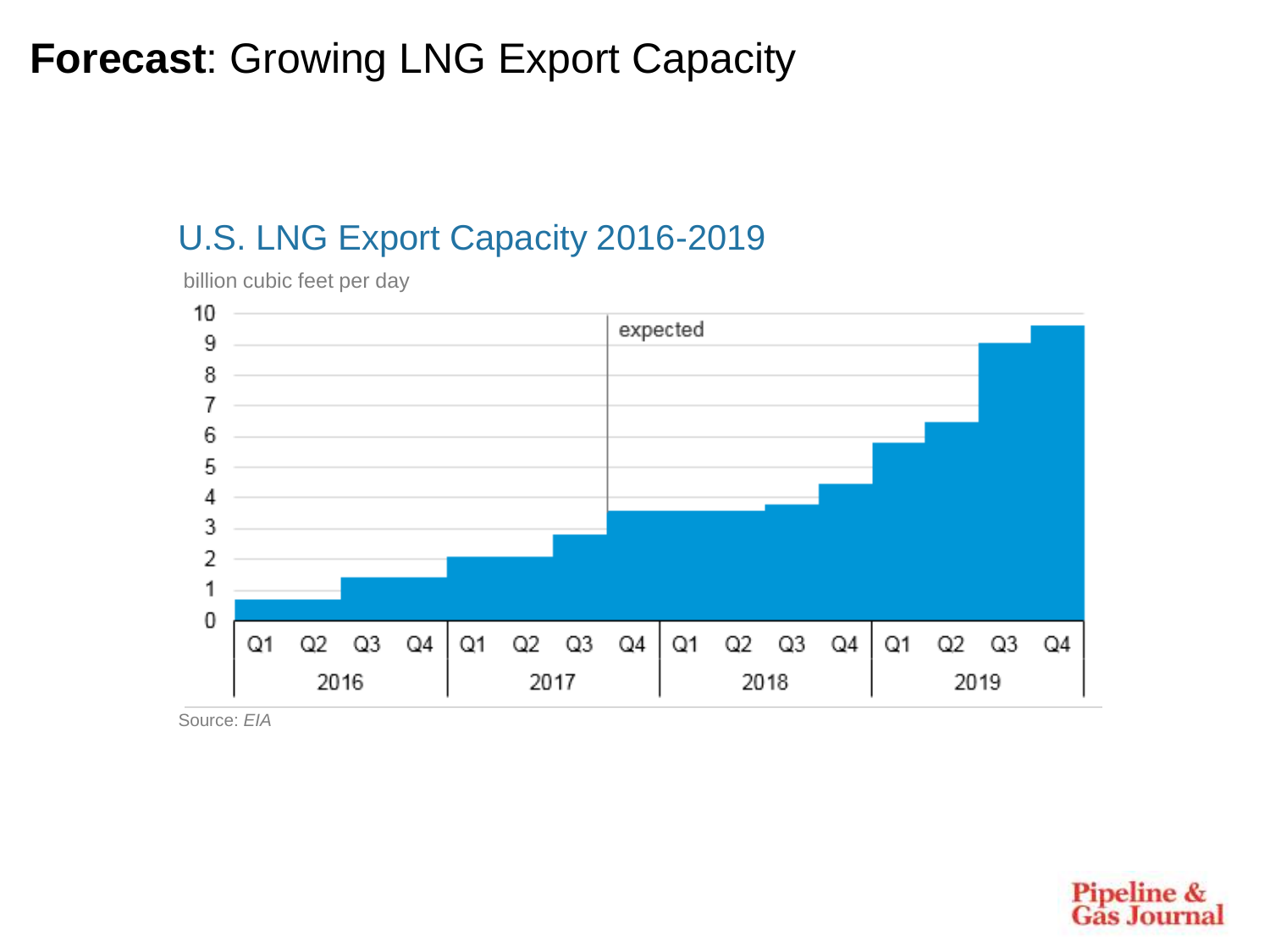# **Forecast**: Growing LNG Export Capacity

## U.S. LNG Export Capacity 2016-2019

billion cubic feet per day

Source: *EIA*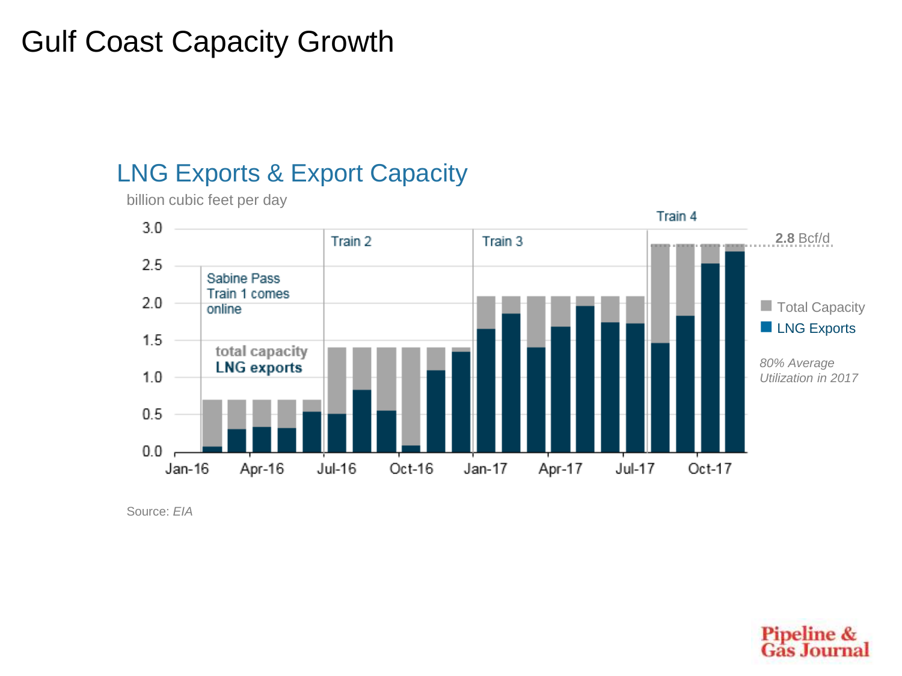# Gulf Coast Capacity Growth

## LNG Exports & Export Capacity

billion cubic feet per day

Sabine Pass Train 1 comes online

Train 2

Train 3

Train 4

total capacity

**LNG exports**

**2.8** Bcf/d

Total Capacity

LNG Exports

*80% Average Utilization in 2017*

Source: *EIA*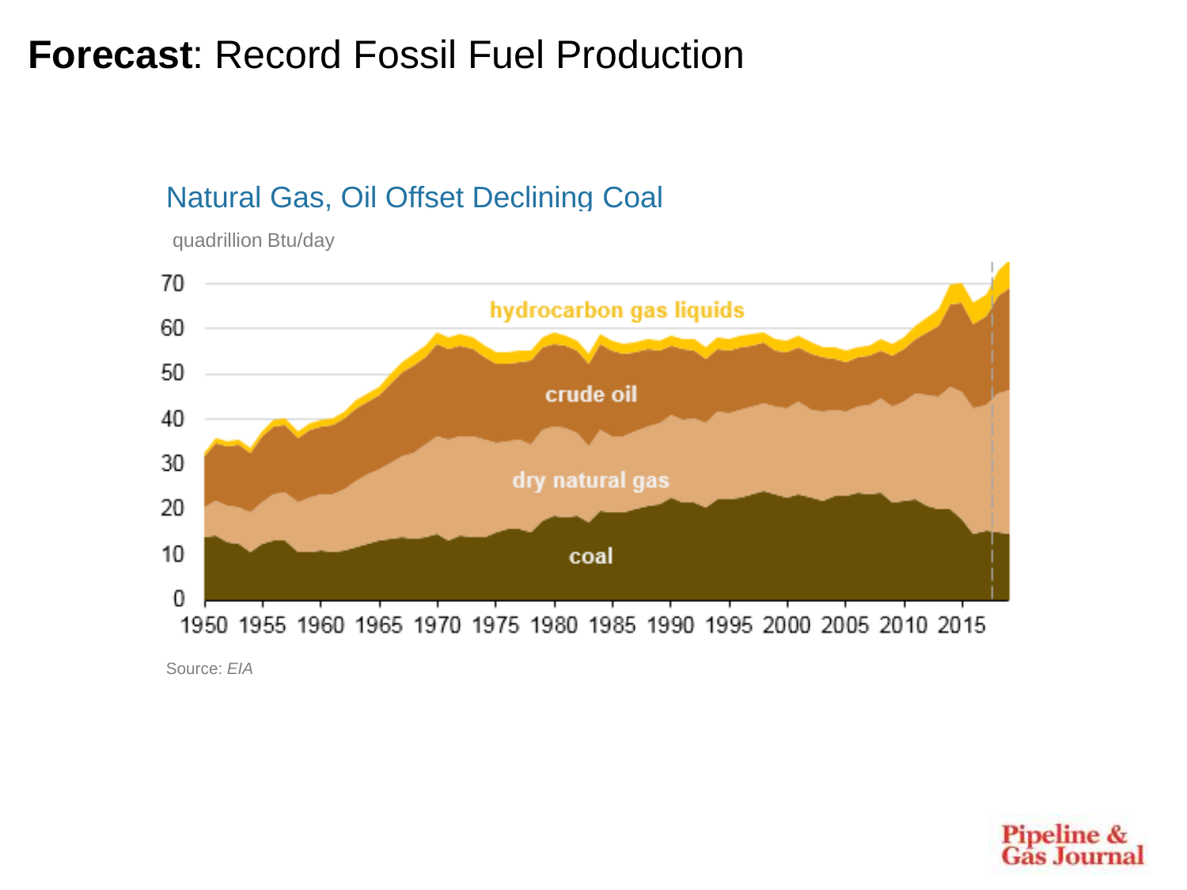# **Forecast**: Record Fossil Fuel Production

Natural Gas, Oil Offset Declining Coal

quadrillion Btu/day

Source: *EIA*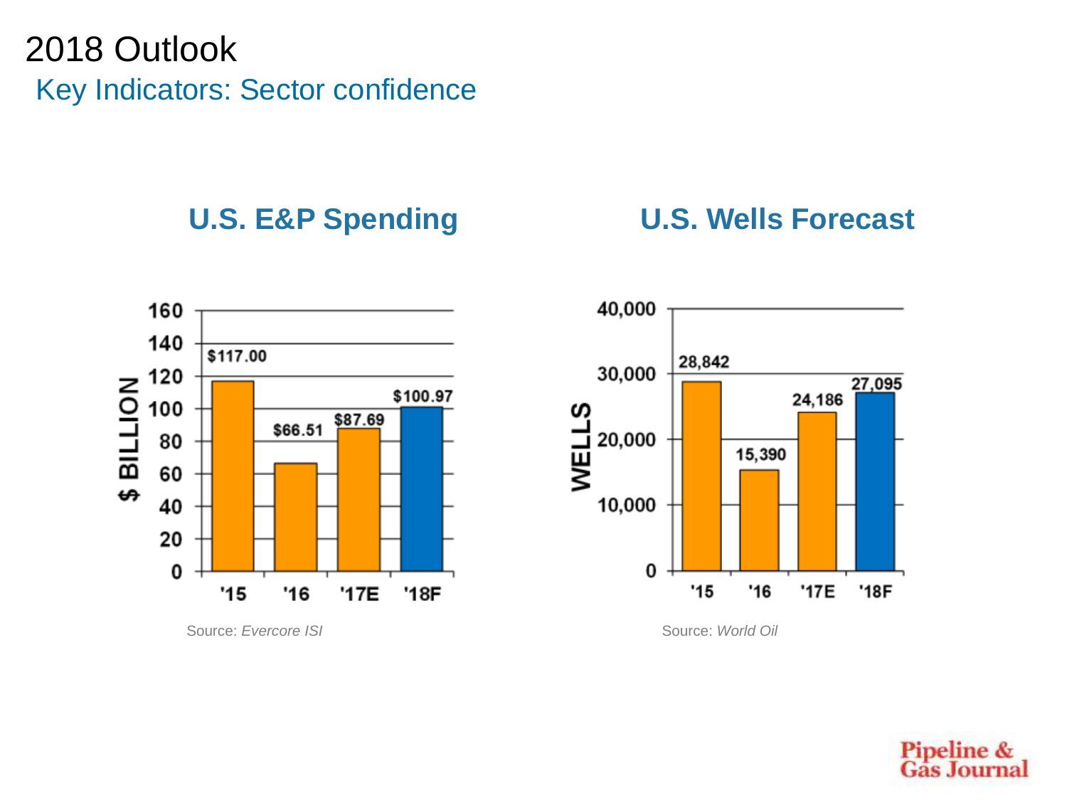# 2018 Outlook

## Key Indicators: Sector confidence

### U.S. E&P Spending

| Year | $ Billion |
| --- | --- |
| '15 | $117.00 |
| '16 | $66.51 |
| '17E | $87.69 |
| '18F | $100.97 |

Source: *Evercore ISI*

### U.S. Wells Forecast

| Year | Wells |
| --- | --- |
| '15 | 28,842 |
| '16 | 15,390 |
| '17E | 24,186 |
| '18F | 27,095 |

Source: *World Oil*

Pipeline & Gas Journal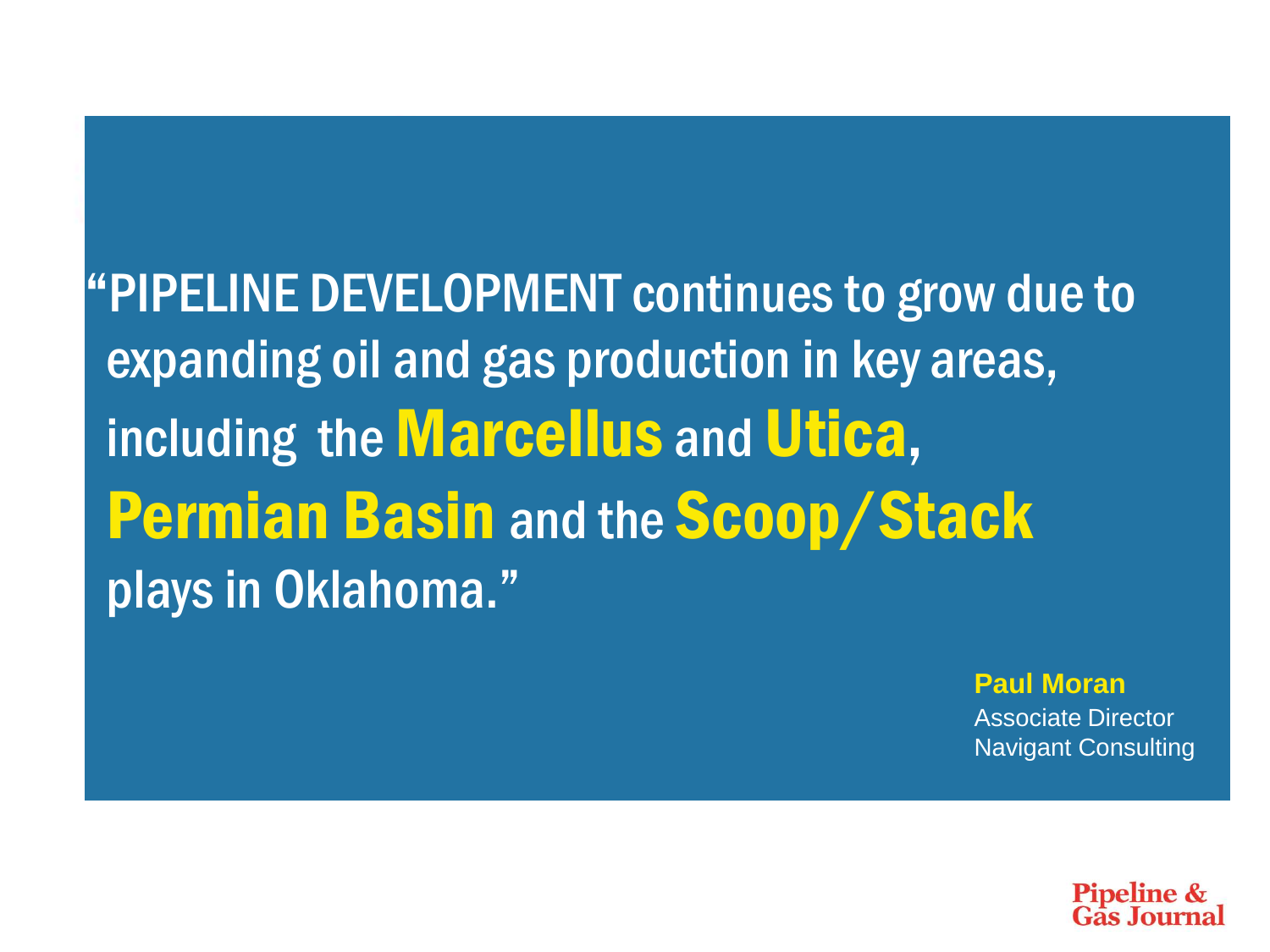"PIPELINE DEVELOPMENT continues to grow due to expanding oil and gas production in key areas, including the **Marcellus** and **Utica**, **Permian Basin** and the **Scoop/Stack** plays in Oklahoma."

**Paul Moran**
Associate Director
Navigant Consulting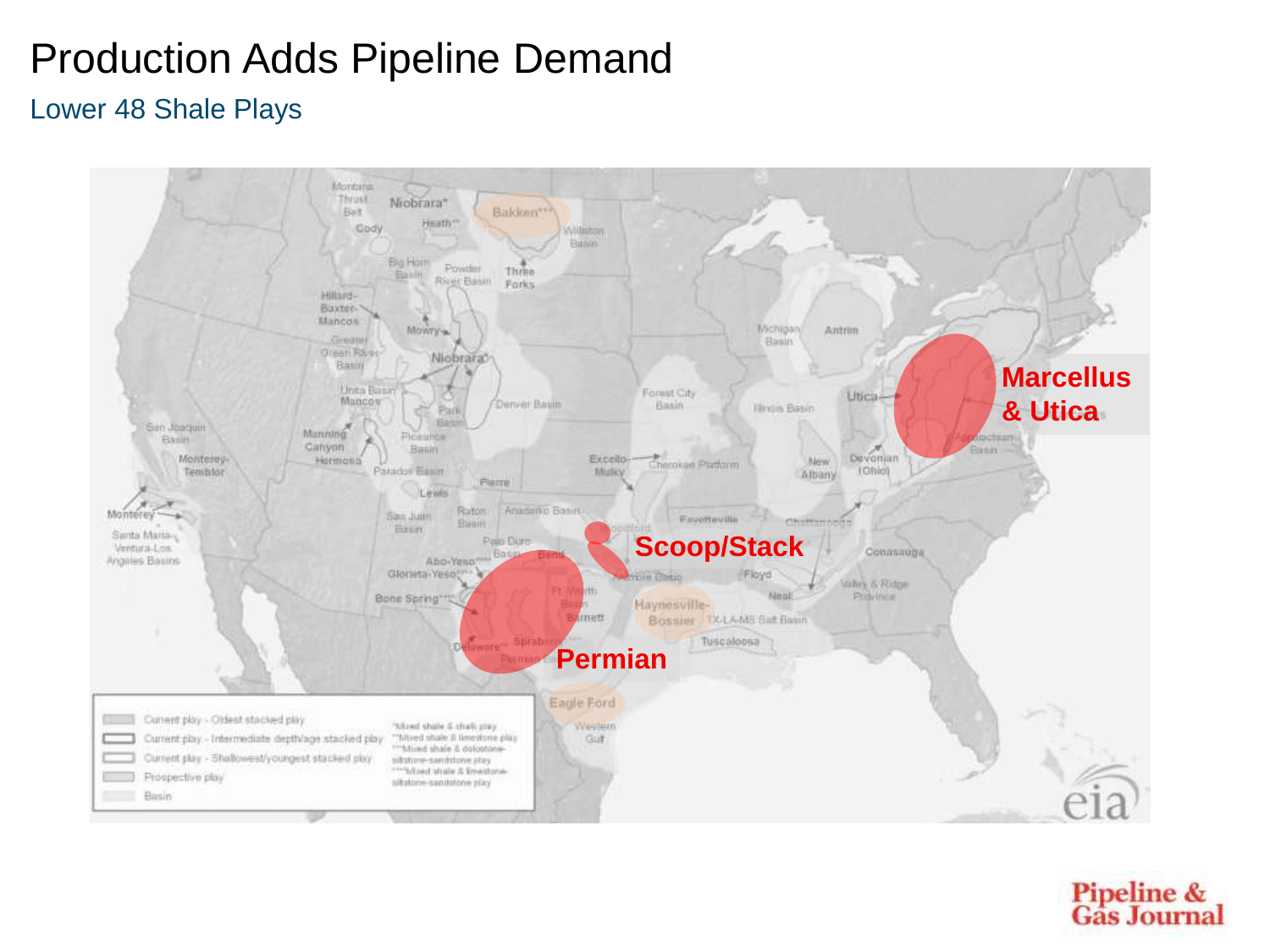# Production Adds Pipeline Demand

## Lower 48 Shale Plays

Marcellus & Utica

Scoop/Stack

Permian

Pipeline & Gas Journal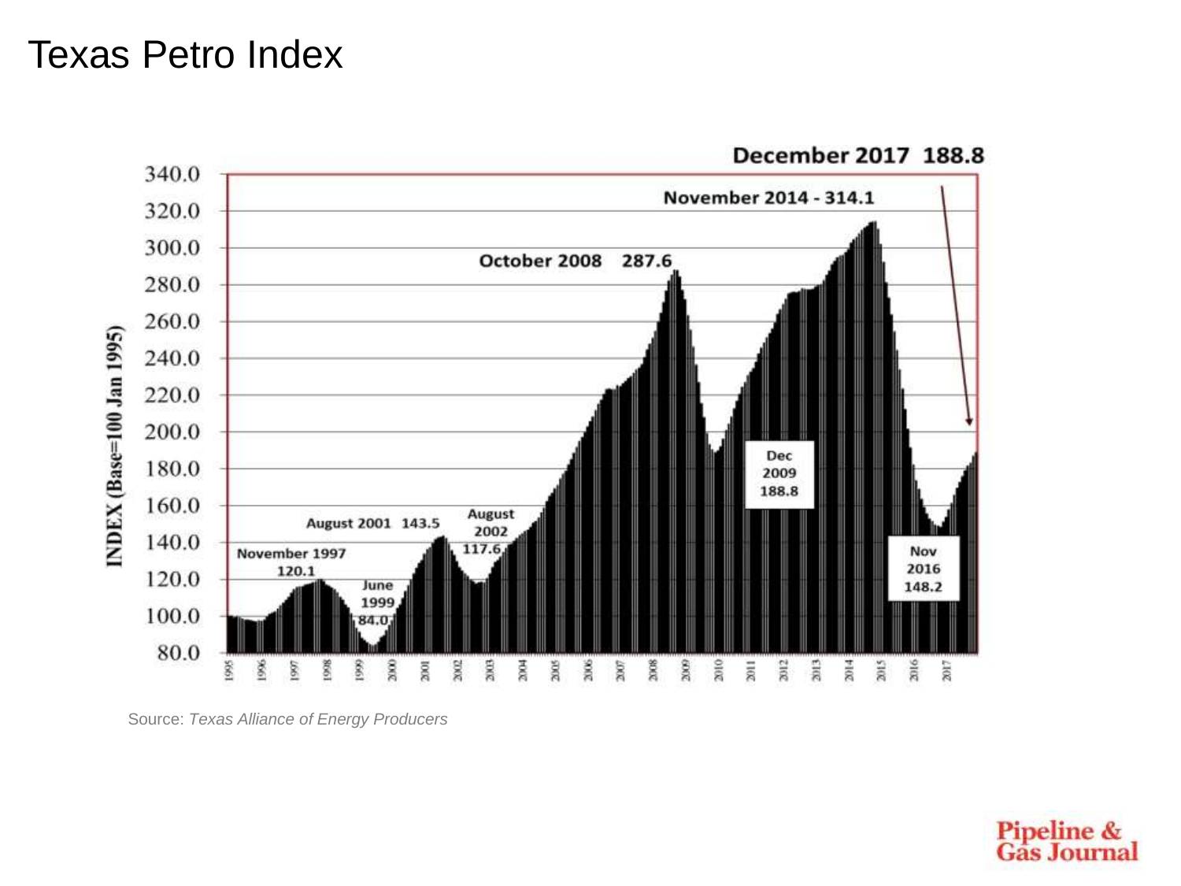# Texas Petro Index

December 2017 188.8

INDEX (Base=100 Jan 1995)

- November 1997 120.1
- June 1999 84.0
- August 2001 143.5
- August 2002 117.6
- October 2008 287.6
- Dec 2009 188.8
- November 2014 - 314.1
- Nov 2016 148.2

Source: *Texas Alliance of Energy Producers*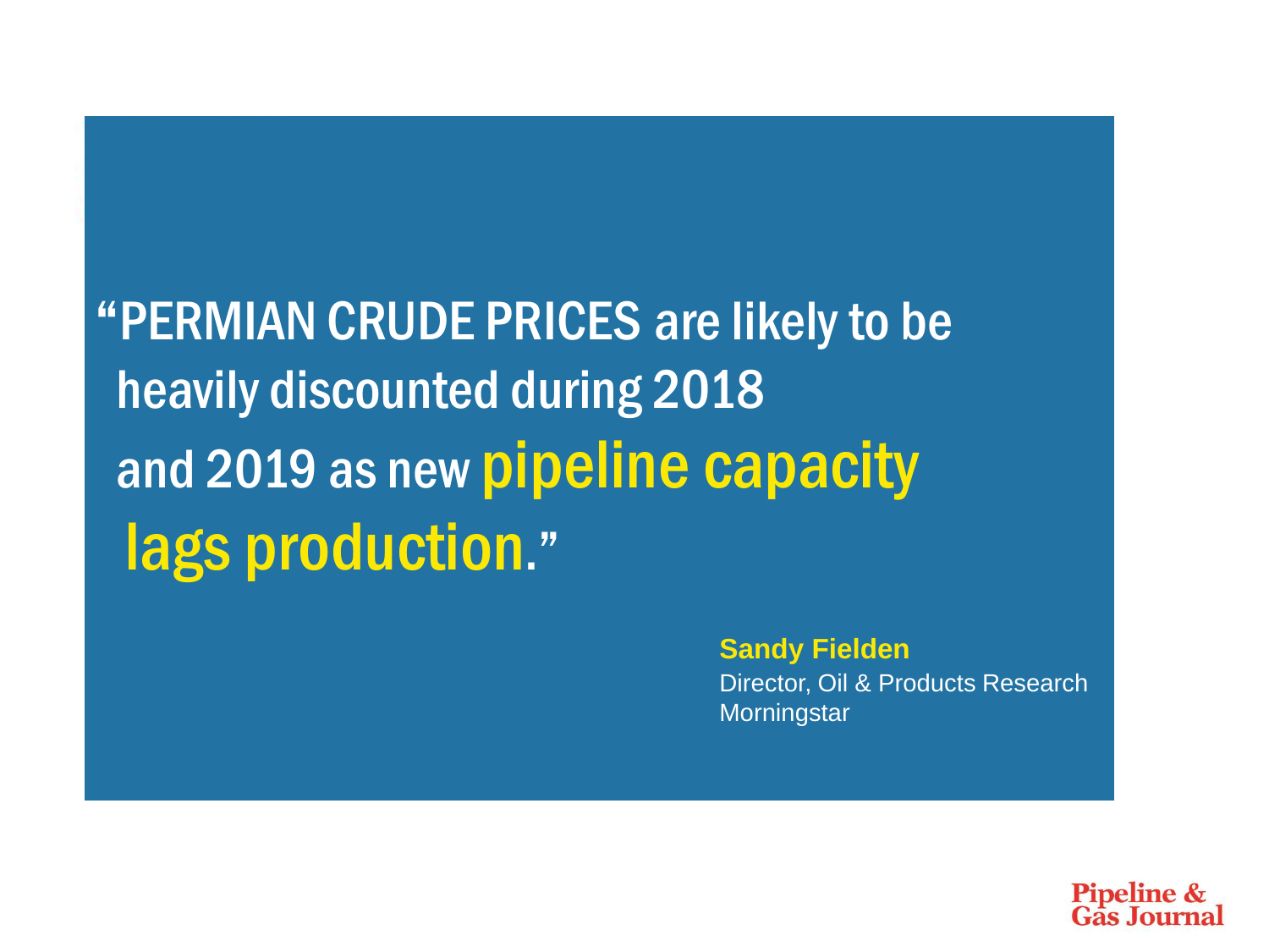> "PERMIAN CRUDE PRICES are likely to be heavily discounted during 2018 and 2019 as new **pipeline capacity lags production**."

**Sandy Fielden**
Director, Oil & Products Research
Morningstar

Pipeline & Gas Journal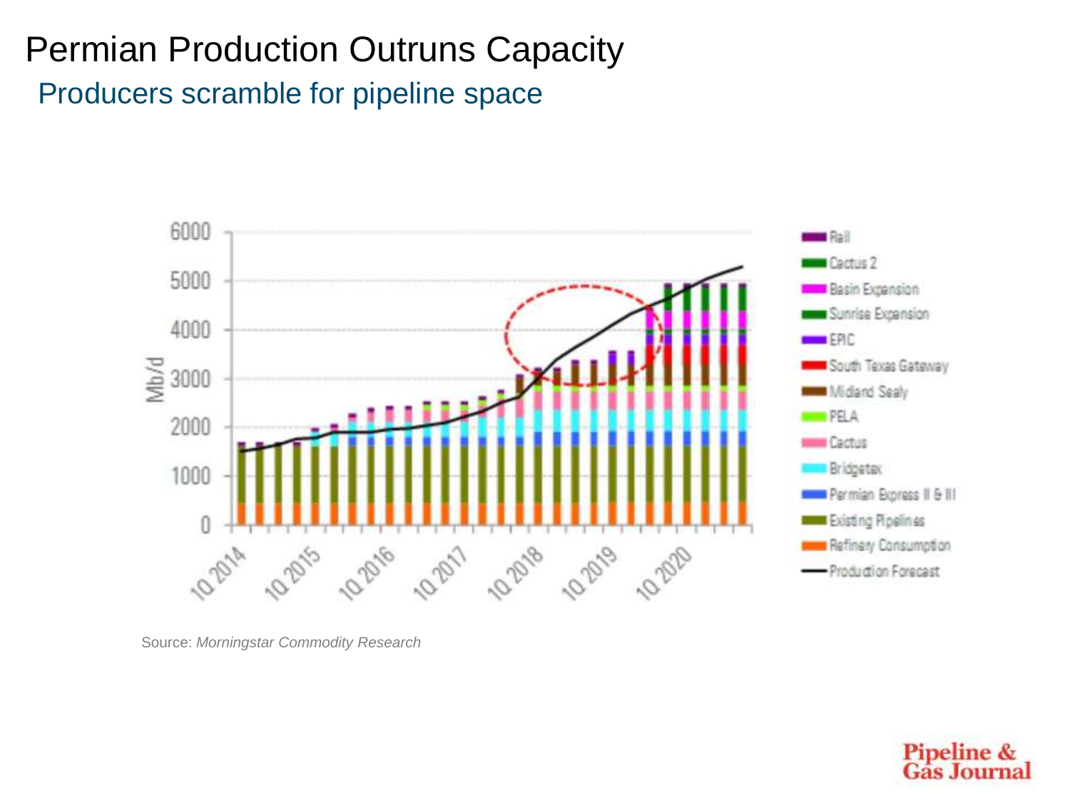# Permian Production Outruns Capacity

## Producers scramble for pipeline space

Source: *Morningstar Commodity Research*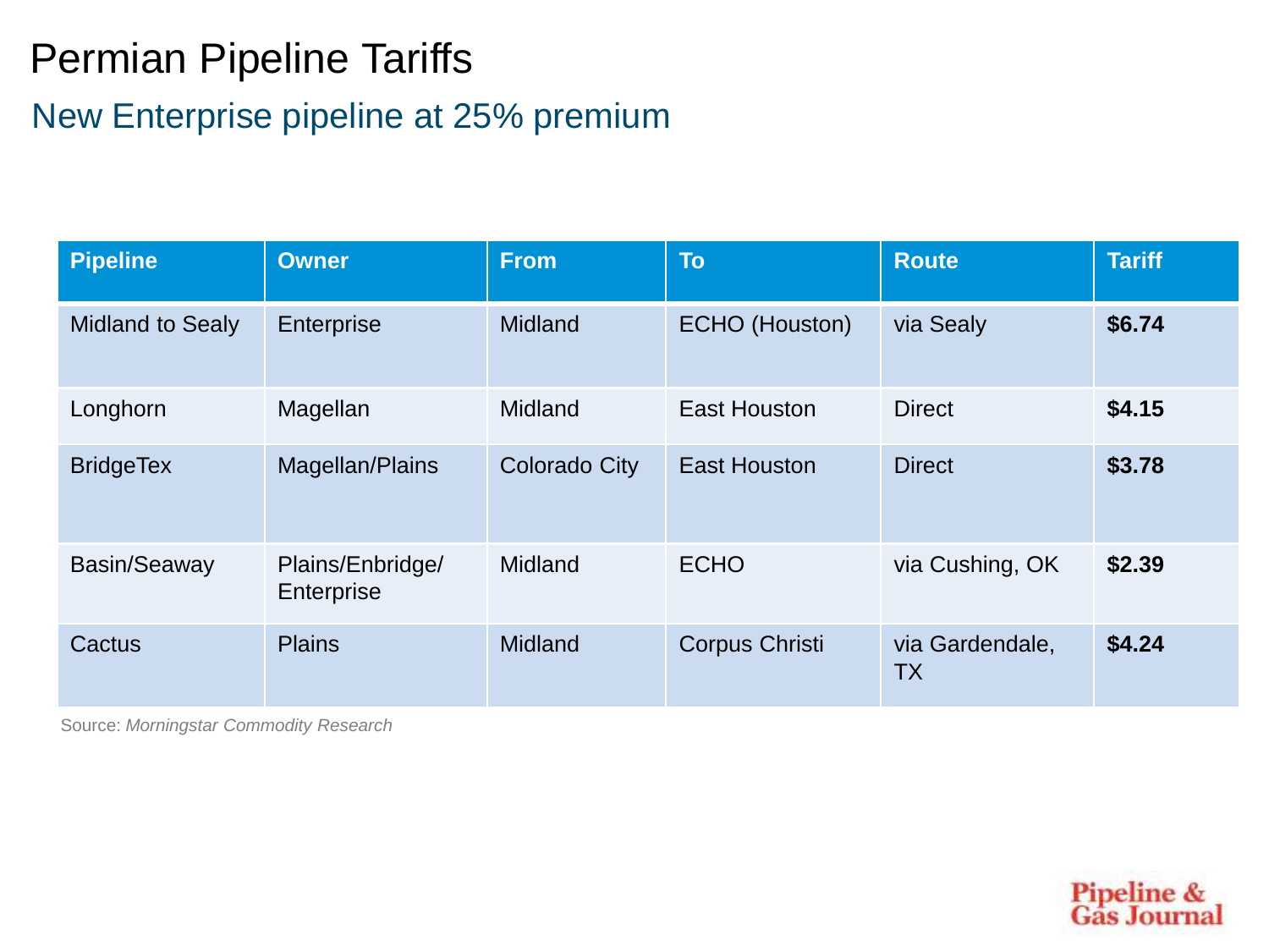# Permian Pipeline Tariffs

## New Enterprise pipeline at 25% premium

| Pipeline | Owner | From | To | Route | Tariff |
|---|---|---|---|---|---|
| Midland to Sealy | Enterprise | Midland | ECHO (Houston) | via Sealy | **$6.74** |
| Longhorn | Magellan | Midland | East Houston | Direct | **$4.15** |
| BridgeTex | Magellan/Plains | Colorado City | East Houston | Direct | **$3.78** |
| Basin/Seaway | Plains/Enbridge/ Enterprise | Midland | ECHO | via Cushing, OK | **$2.39** |
| Cactus | Plains | Midland | Corpus Christi | via Gardendale, TX | **$4.24** |

Source: *Morningstar Commodity Research*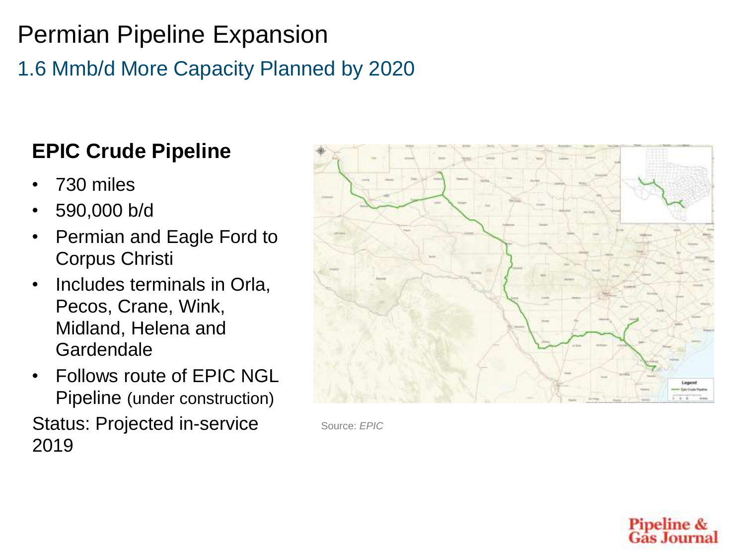# Permian Pipeline Expansion

## 1.6 Mmb/d More Capacity Planned by 2020

### EPIC Crude Pipeline

- 730 miles
- 590,000 b/d
- Permian and Eagle Ford to Corpus Christi
- Includes terminals in Orla, Pecos, Crane, Wink, Midland, Helena and Gardendale
- Follows route of EPIC NGL Pipeline (under construction)

Status: Projected in-service 2019

Source: *EPIC*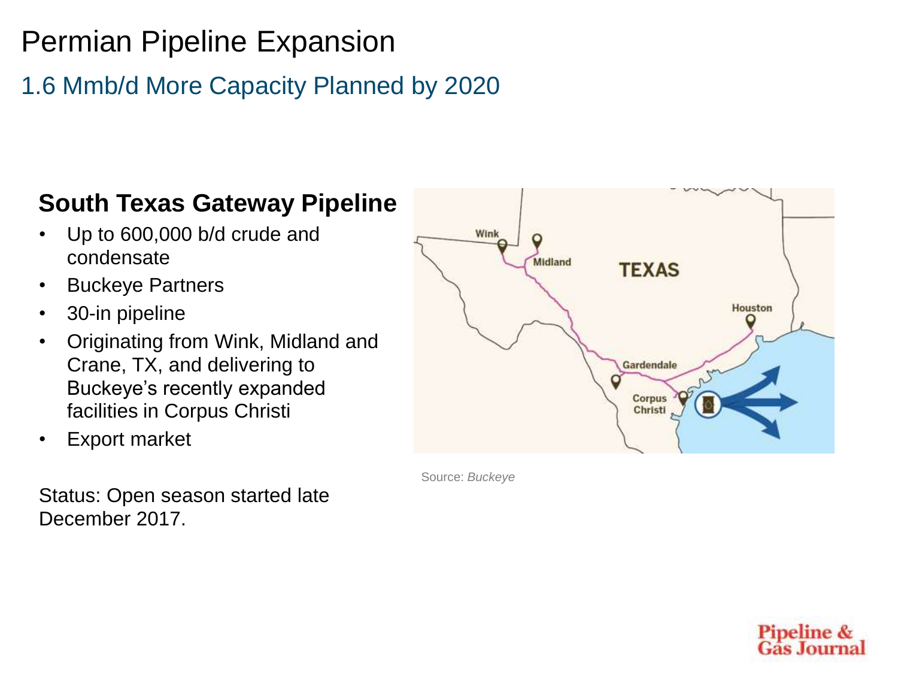# Permian Pipeline Expansion

## 1.6 Mmb/d More Capacity Planned by 2020

### South Texas Gateway Pipeline

- Up to 600,000 b/d crude and condensate
- Buckeye Partners
- 30-in pipeline
- Originating from Wink, Midland and Crane, TX, and delivering to Buckeye's recently expanded facilities in Corpus Christi
- Export market

Status: Open season started late December 2017.

Source: *Buckeye*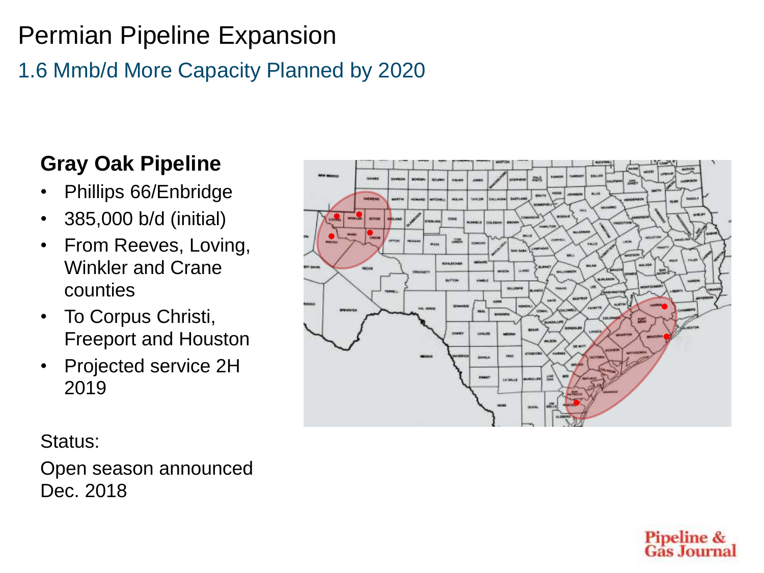# Permian Pipeline Expansion

## 1.6 Mmb/d More Capacity Planned by 2020

### Gray Oak Pipeline

- Phillips 66/Enbridge
- 385,000 b/d (initial)
- From Reeves, Loving, Winkler and Crane counties
- To Corpus Christi, Freeport and Houston
- Projected service 2H 2019

Status:

Open season announced Dec. 2018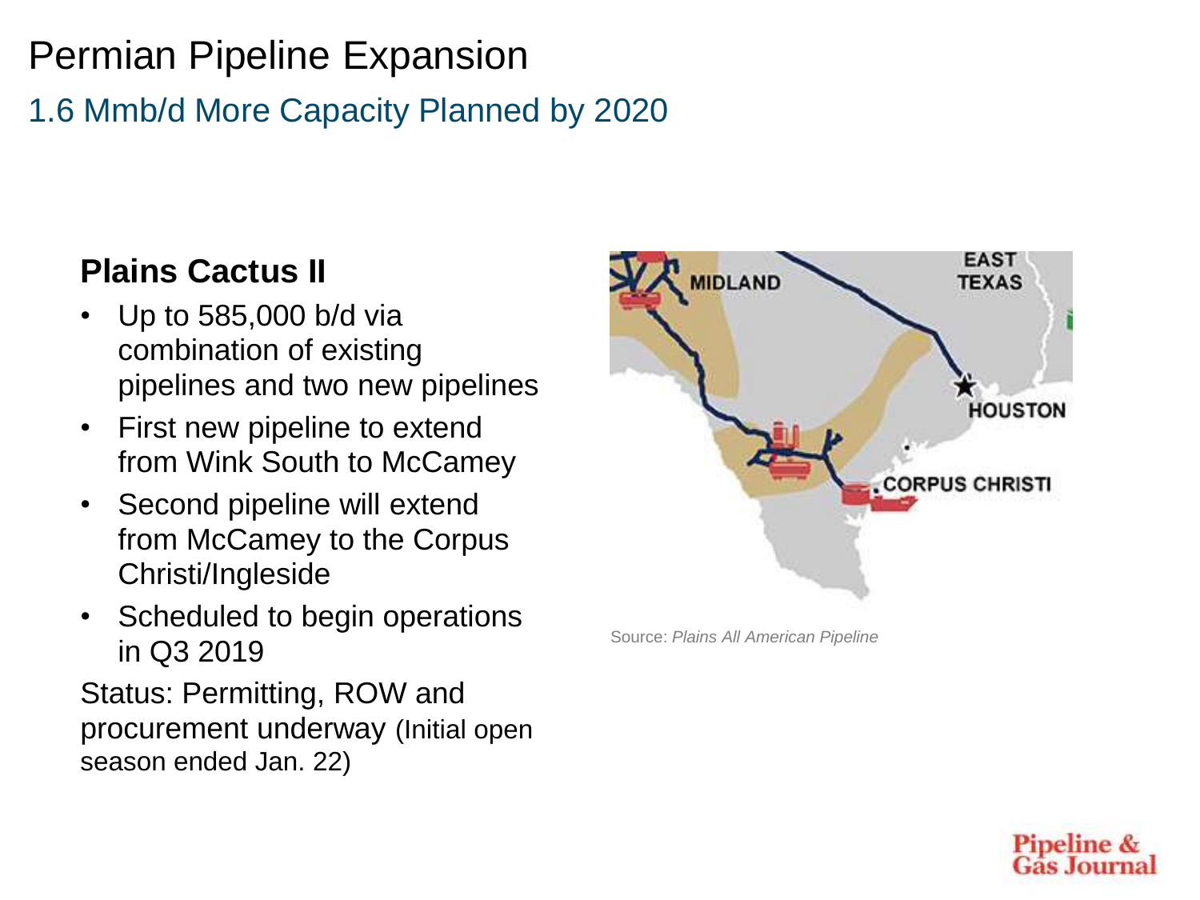# Permian Pipeline Expansion

## 1.6 Mmb/d More Capacity Planned by 2020

### Plains Cactus II

- Up to 585,000 b/d via combination of existing pipelines and two new pipelines
- First new pipeline to extend from Wink South to McCamey
- Second pipeline will extend from McCamey to the Corpus Christi/Ingleside
- Scheduled to begin operations in Q3 2019

Status: Permitting, ROW and procurement underway (Initial open season ended Jan. 22)

Source: *Plains All American Pipeline*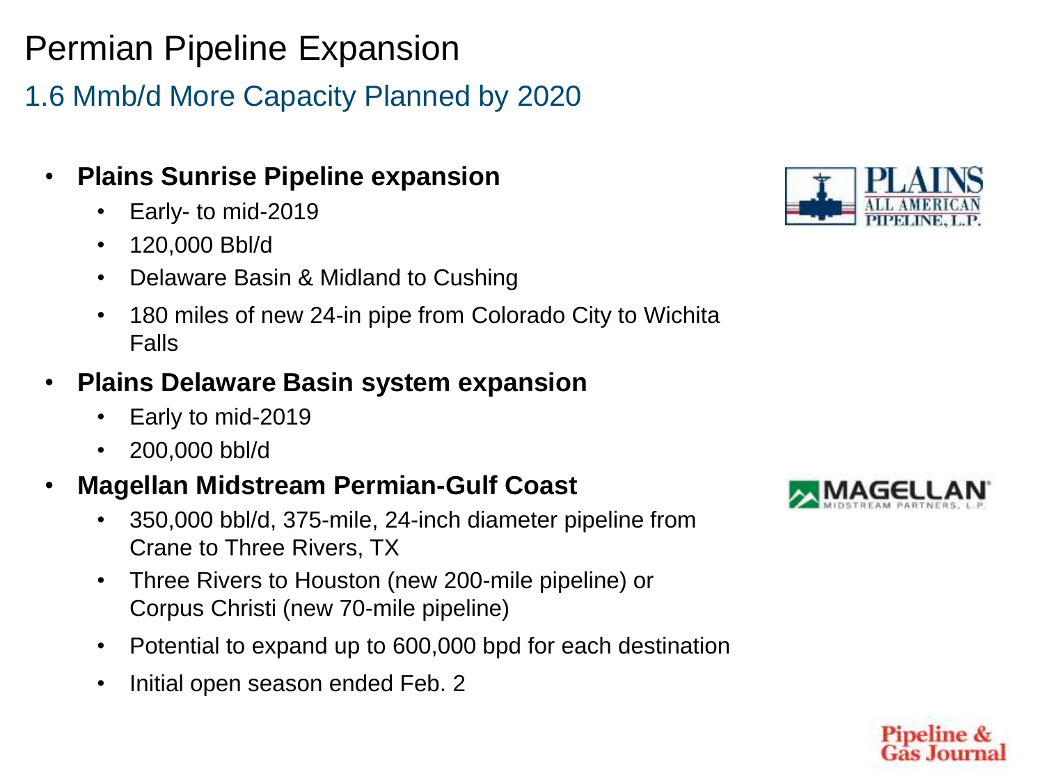# Permian Pipeline Expansion

## 1.6 Mmb/d More Capacity Planned by 2020

- **Plains Sunrise Pipeline expansion**
  - Early- to mid-2019
  - 120,000 Bbl/d
  - Delaware Basin & Midland to Cushing
  - 180 miles of new 24-in pipe from Colorado City to Wichita Falls
- **Plains Delaware Basin system expansion**
  - Early to mid-2019
  - 200,000 bbl/d
- **Magellan Midstream Permian-Gulf Coast**
  - 350,000 bbl/d, 375-mile, 24-inch diameter pipeline from Crane to Three Rivers, TX
  - Three Rivers to Houston (new 200-mile pipeline) or Corpus Christi (new 70-mile pipeline)
  - Potential to expand up to 600,000 bpd for each destination
  - Initial open season ended Feb. 2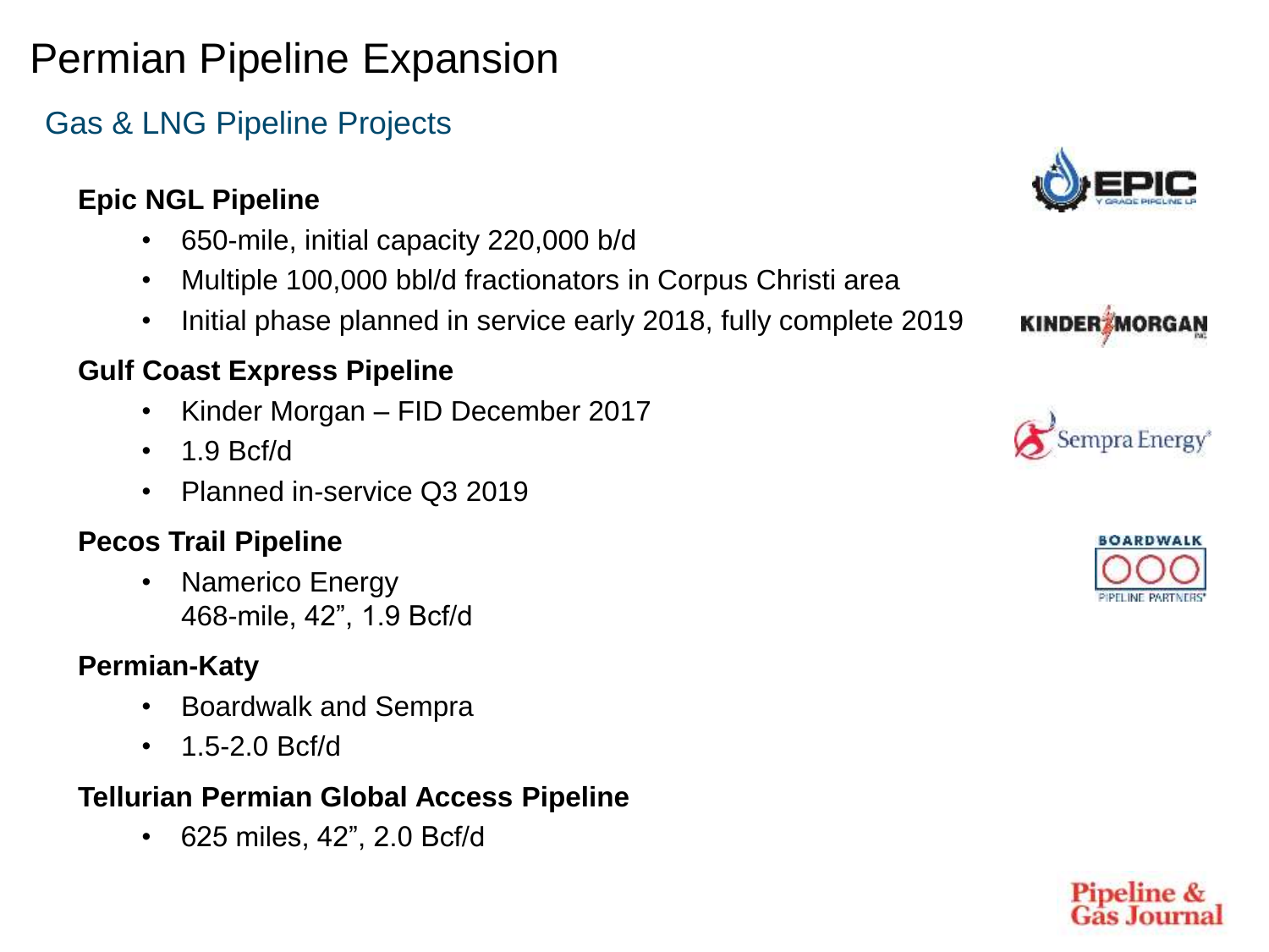# Permian Pipeline Expansion

## Gas & LNG Pipeline Projects

**Epic NGL Pipeline**

- 650-mile, initial capacity 220,000 b/d
- Multiple 100,000 bbl/d fractionators in Corpus Christi area
- Initial phase planned in service early 2018, fully complete 2019

**Gulf Coast Express Pipeline**

- Kinder Morgan – FID December 2017
- 1.9 Bcf/d
- Planned in-service Q3 2019

**Pecos Trail Pipeline**

- Namerico Energy
  468-mile, 42”, 1.9 Bcf/d

**Permian-Katy**

- Boardwalk and Sempra
- 1.5-2.0 Bcf/d

**Tellurian Permian Global Access Pipeline**

- 625 miles, 42”, 2.0 Bcf/d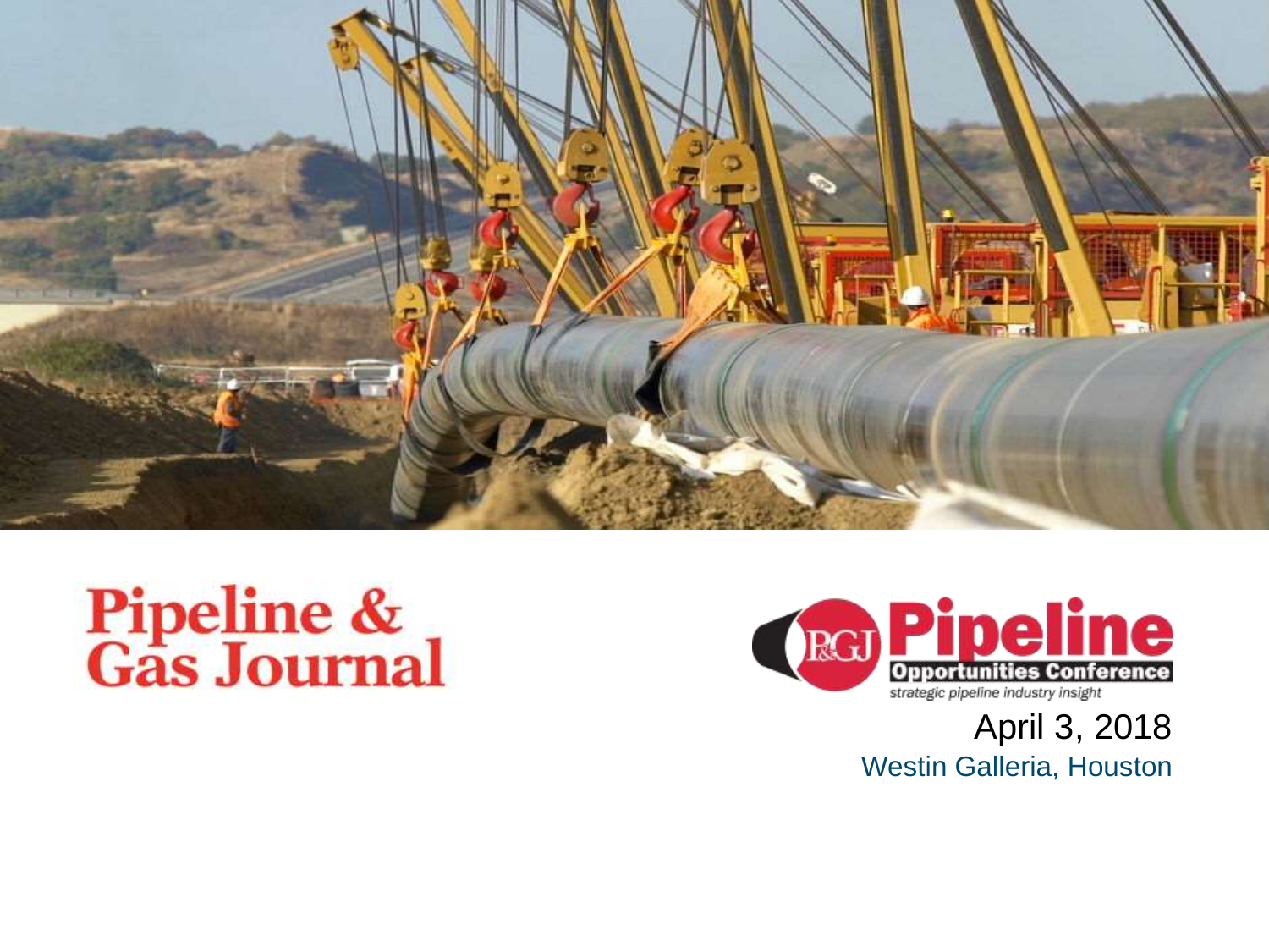Pipeline & Gas Journal

P&GJ Pipeline Opportunities Conference

strategic pipeline industry insight

April 3, 2018

Westin Galleria, Houston